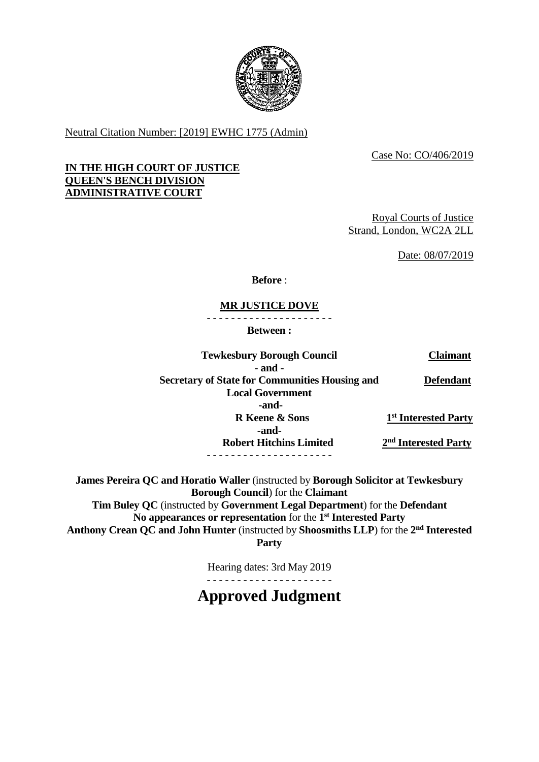Neutral Citation Number: [2019] EWHC 1775 (Admin)

Case No: CO/406/2019

**IN THE HIGH COURT OF JUSTICE**
**QUEEN'S BENCH DIVISION**
**ADMINISTRATIVE COURT**

Royal Courts of Justice
Strand, London, WC2A 2LL

Date: 08/07/2019

**Before** :

**MR JUSTICE DOVE**

- - - - - - - - - - - - - - - - - - - - -

**Between :**

| | |
|---|---|
| **Tewkesbury Borough Council** | **Claimant** |
| **- and -** | |
| **Secretary of State for Communities Housing and Local Government** | **Defendant** |
| **-and-** | |
| **R Keene & Sons** | **1st Interested Party** |
| **-and-** | |
| **Robert Hitchins Limited** | **2nd Interested Party** |

- - - - - - - - - - - - - - - - - - - - -

**James Pereira QC and Horatio Waller** (instructed by **Borough Solicitor at Tewkesbury Borough Council**) for the **Claimant**
**Tim Buley QC** (instructed by **Government Legal Department**) for the **Defendant**
**No appearances or representation** for the **1st Interested Party**
**Anthony Crean QC and John Hunter** (instructed by **Shoosmiths LLP**) for the **2nd Interested Party**

Hearing dates: 3rd May 2019

- - - - - - - - - - - - - - - - - - - - -

# Approved Judgment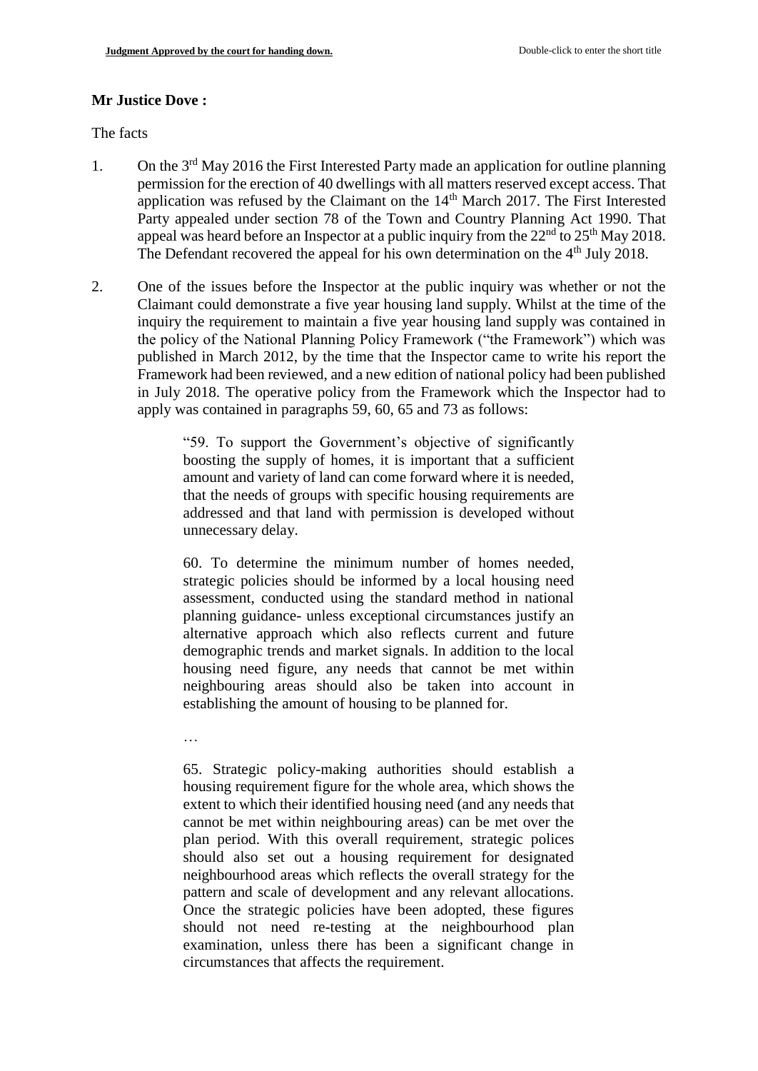**Mr Justice Dove :**

The facts

1. On the 3rd May 2016 the First Interested Party made an application for outline planning permission for the erection of 40 dwellings with all matters reserved except access. That application was refused by the Claimant on the 14th March 2017. The First Interested Party appealed under section 78 of the Town and Country Planning Act 1990. That appeal was heard before an Inspector at a public inquiry from the 22nd to 25th May 2018. The Defendant recovered the appeal for his own determination on the 4th July 2018.

2. One of the issues before the Inspector at the public inquiry was whether or not the Claimant could demonstrate a five year housing land supply. Whilst at the time of the inquiry the requirement to maintain a five year housing land supply was contained in the policy of the National Planning Policy Framework ("the Framework") which was published in March 2012, by the time that the Inspector came to write his report the Framework had been reviewed, and a new edition of national policy had been published in July 2018. The operative policy from the Framework which the Inspector had to apply was contained in paragraphs 59, 60, 65 and 73 as follows:

> "59. To support the Government's objective of significantly boosting the supply of homes, it is important that a sufficient amount and variety of land can come forward where it is needed, that the needs of groups with specific housing requirements are addressed and that land with permission is developed without unnecessary delay.
>
> 60. To determine the minimum number of homes needed, strategic policies should be informed by a local housing need assessment, conducted using the standard method in national planning guidance- unless exceptional circumstances justify an alternative approach which also reflects current and future demographic trends and market signals. In addition to the local housing need figure, any needs that cannot be met within neighbouring areas should also be taken into account in establishing the amount of housing to be planned for.
>
> …
>
> 65. Strategic policy-making authorities should establish a housing requirement figure for the whole area, which shows the extent to which their identified housing need (and any needs that cannot be met within neighbouring areas) can be met over the plan period. With this overall requirement, strategic polices should also set out a housing requirement for designated neighbourhood areas which reflects the overall strategy for the pattern and scale of development and any relevant allocations. Once the strategic policies have been adopted, these figures should not need re-testing at the neighbourhood plan examination, unless there has been a significant change in circumstances that affects the requirement.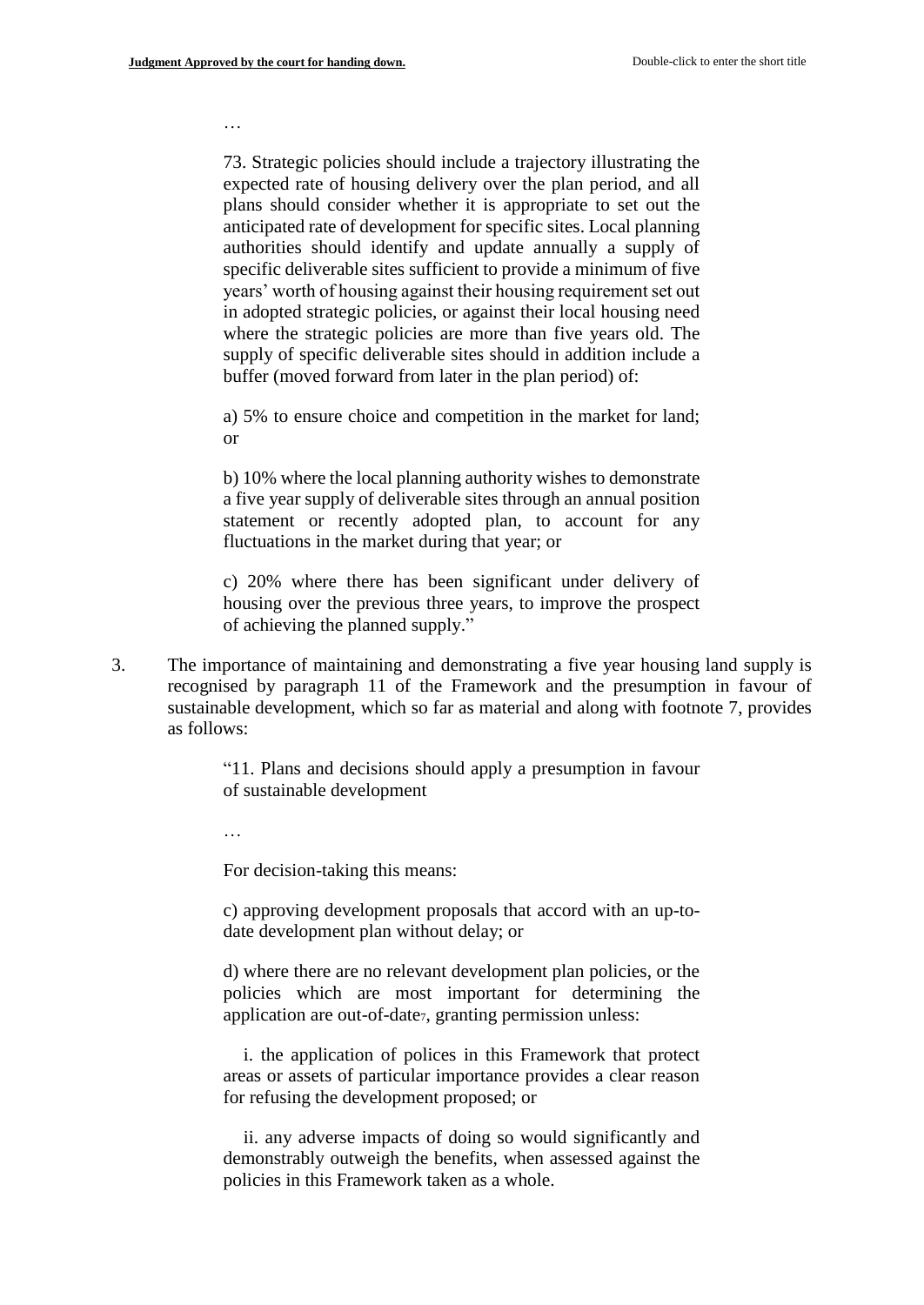…

> 73. Strategic policies should include a trajectory illustrating the expected rate of housing delivery over the plan period, and all plans should consider whether it is appropriate to set out the anticipated rate of development for specific sites. Local planning authorities should identify and update annually a supply of specific deliverable sites sufficient to provide a minimum of five years' worth of housing against their housing requirement set out in adopted strategic policies, or against their local housing need where the strategic policies are more than five years old. The supply of specific deliverable sites should in addition include a buffer (moved forward from later in the plan period) of:
>
> a) 5% to ensure choice and competition in the market for land; or
>
> b) 10% where the local planning authority wishes to demonstrate a five year supply of deliverable sites through an annual position statement or recently adopted plan, to account for any fluctuations in the market during that year; or
>
> c) 20% where there has been significant under delivery of housing over the previous three years, to improve the prospect of achieving the planned supply."

3. The importance of maintaining and demonstrating a five year housing land supply is recognised by paragraph 11 of the Framework and the presumption in favour of sustainable development, which so far as material and along with footnote 7, provides as follows:

> "11. Plans and decisions should apply a presumption in favour of sustainable development
>
> …
>
> For decision-taking this means:
>
> c) approving development proposals that accord with an up-to-date development plan without delay; or
>
> d) where there are no relevant development plan policies, or the policies which are most important for determining the application are out-of-date[7], granting permission unless:
>
> i. the application of polices in this Framework that protect areas or assets of particular importance provides a clear reason for refusing the development proposed; or
>
> ii. any adverse impacts of doing so would significantly and demonstrably outweigh the benefits, when assessed against the policies in this Framework taken as a whole.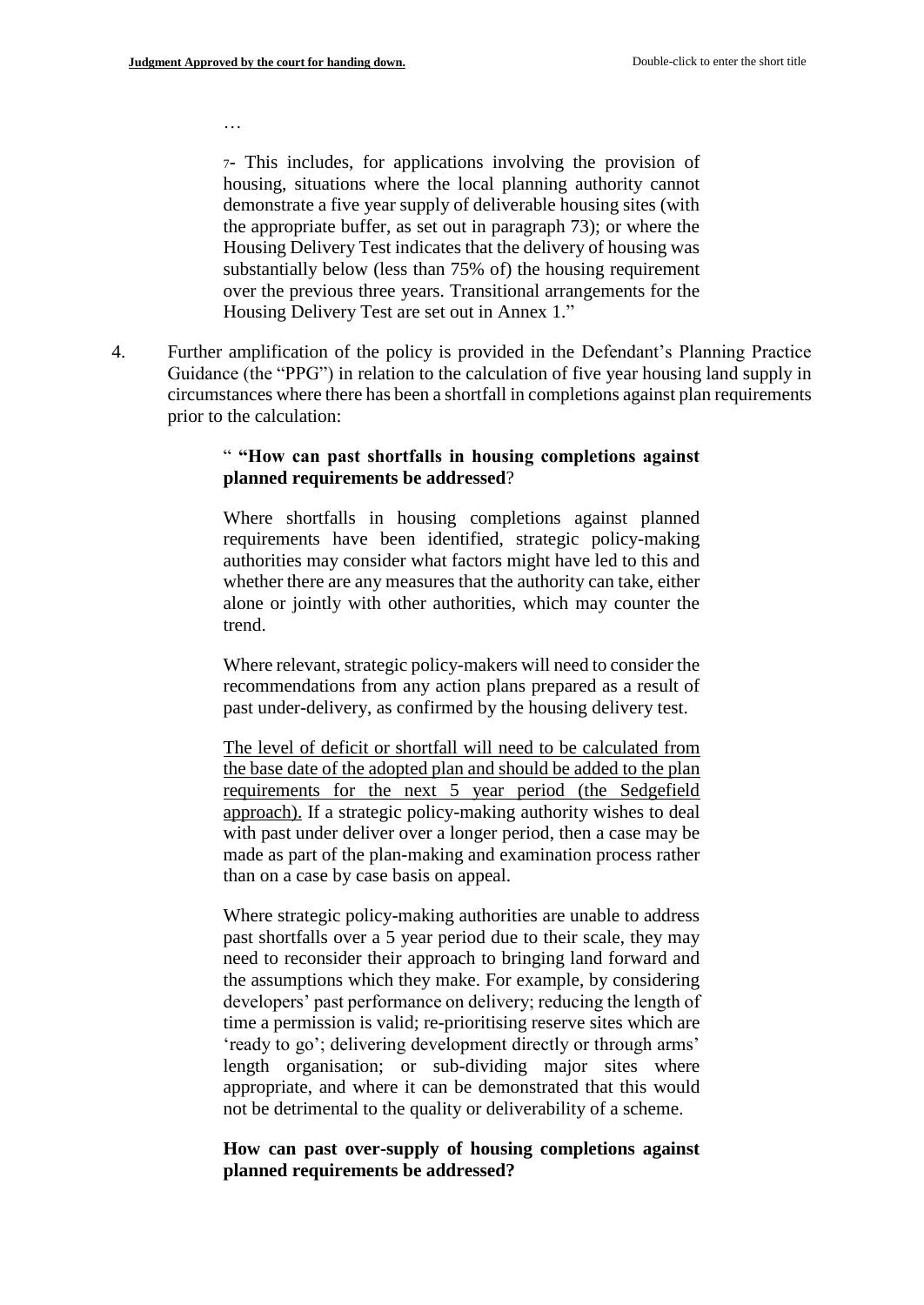…

7- This includes, for applications involving the provision of housing, situations where the local planning authority cannot demonstrate a five year supply of deliverable housing sites (with the appropriate buffer, as set out in paragraph 73); or where the Housing Delivery Test indicates that the delivery of housing was substantially below (less than 75% of) the housing requirement over the previous three years. Transitional arrangements for the Housing Delivery Test are set out in Annex 1."

4. Further amplification of the policy is provided in the Defendant's Planning Practice Guidance (the "PPG") in relation to the calculation of five year housing land supply in circumstances where there has been a shortfall in completions against plan requirements prior to the calculation:

> " **"How can past shortfalls in housing completions against planned requirements be addressed**?
>
> Where shortfalls in housing completions against planned requirements have been identified, strategic policy-making authorities may consider what factors might have led to this and whether there are any measures that the authority can take, either alone or jointly with other authorities, which may counter the trend.
>
> Where relevant, strategic policy-makers will need to consider the recommendations from any action plans prepared as a result of past under-delivery, as confirmed by the housing delivery test.
>
> <u>The level of deficit or shortfall will need to be calculated from the base date of the adopted plan and should be added to the plan requirements for the next 5 year period (the Sedgefield approach).</u> If a strategic policy-making authority wishes to deal with past under deliver over a longer period, then a case may be made as part of the plan-making and examination process rather than on a case by case basis on appeal.
>
> Where strategic policy-making authorities are unable to address past shortfalls over a 5 year period due to their scale, they may need to reconsider their approach to bringing land forward and the assumptions which they make. For example, by considering developers' past performance on delivery; reducing the length of time a permission is valid; re-prioritising reserve sites which are 'ready to go'; delivering development directly or through arms' length organisation; or sub-dividing major sites where appropriate, and where it can be demonstrated that this would not be detrimental to the quality or deliverability of a scheme.
>
> **How can past over-supply of housing completions against planned requirements be addressed?**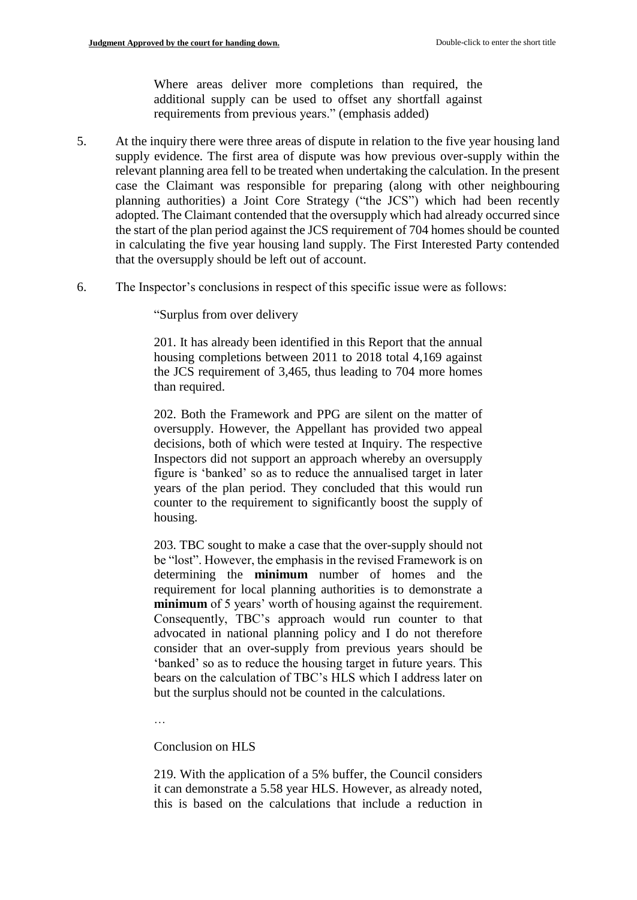> Where areas deliver more completions than required, the additional supply can be used to offset any shortfall against requirements from previous years." (emphasis added)

5. At the inquiry there were three areas of dispute in relation to the five year housing land supply evidence. The first area of dispute was how previous over-supply within the relevant planning area fell to be treated when undertaking the calculation. In the present case the Claimant was responsible for preparing (along with other neighbouring planning authorities) a Joint Core Strategy ("the JCS") which had been recently adopted. The Claimant contended that the oversupply which had already occurred since the start of the plan period against the JCS requirement of 704 homes should be counted in calculating the five year housing land supply. The First Interested Party contended that the oversupply should be left out of account.

6. The Inspector's conclusions in respect of this specific issue were as follows:

> "Surplus from over delivery
>
> 201. It has already been identified in this Report that the annual housing completions between 2011 to 2018 total 4,169 against the JCS requirement of 3,465, thus leading to 704 more homes than required.
>
> 202. Both the Framework and PPG are silent on the matter of oversupply. However, the Appellant has provided two appeal decisions, both of which were tested at Inquiry. The respective Inspectors did not support an approach whereby an oversupply figure is 'banked' so as to reduce the annualised target in later years of the plan period. They concluded that this would run counter to the requirement to significantly boost the supply of housing.
>
> 203. TBC sought to make a case that the over-supply should not be "lost". However, the emphasis in the revised Framework is on determining the **minimum** number of homes and the requirement for local planning authorities is to demonstrate a **minimum** of 5 years' worth of housing against the requirement. Consequently, TBC's approach would run counter to that advocated in national planning policy and I do not therefore consider that an over-supply from previous years should be 'banked' so as to reduce the housing target in future years. This bears on the calculation of TBC's HLS which I address later on but the surplus should not be counted in the calculations.
>
> …
>
> Conclusion on HLS
>
> 219. With the application of a 5% buffer, the Council considers it can demonstrate a 5.58 year HLS. However, as already noted, this is based on the calculations that include a reduction in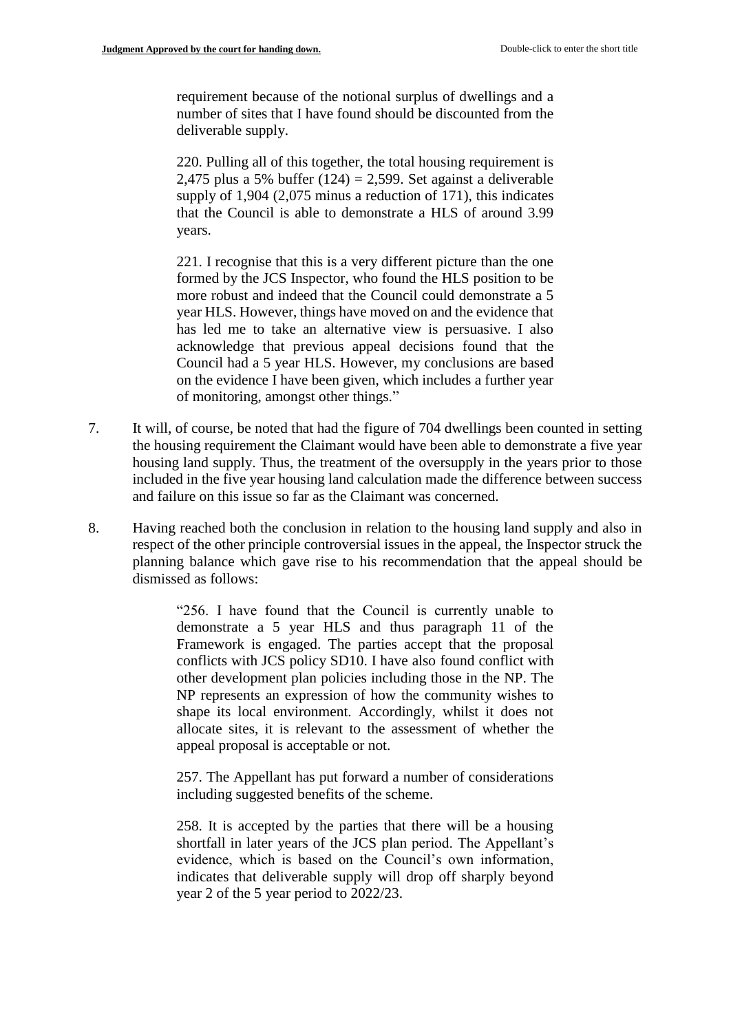> requirement because of the notional surplus of dwellings and a number of sites that I have found should be discounted from the deliverable supply.
>
> 220. Pulling all of this together, the total housing requirement is 2,475 plus a 5% buffer (124) = 2,599. Set against a deliverable supply of 1,904 (2,075 minus a reduction of 171), this indicates that the Council is able to demonstrate a HLS of around 3.99 years.
>
> 221. I recognise that this is a very different picture than the one formed by the JCS Inspector, who found the HLS position to be more robust and indeed that the Council could demonstrate a 5 year HLS. However, things have moved on and the evidence that has led me to take an alternative view is persuasive. I also acknowledge that previous appeal decisions found that the Council had a 5 year HLS. However, my conclusions are based on the evidence I have been given, which includes a further year of monitoring, amongst other things."

7. It will, of course, be noted that had the figure of 704 dwellings been counted in setting the housing requirement the Claimant would have been able to demonstrate a five year housing land supply. Thus, the treatment of the oversupply in the years prior to those included in the five year housing land calculation made the difference between success and failure on this issue so far as the Claimant was concerned.

8. Having reached both the conclusion in relation to the housing land supply and also in respect of the other principle controversial issues in the appeal, the Inspector struck the planning balance which gave rise to his recommendation that the appeal should be dismissed as follows:

> "256. I have found that the Council is currently unable to demonstrate a 5 year HLS and thus paragraph 11 of the Framework is engaged. The parties accept that the proposal conflicts with JCS policy SD10. I have also found conflict with other development plan policies including those in the NP. The NP represents an expression of how the community wishes to shape its local environment. Accordingly, whilst it does not allocate sites, it is relevant to the assessment of whether the appeal proposal is acceptable or not.
>
> 257. The Appellant has put forward a number of considerations including suggested benefits of the scheme.
>
> 258. It is accepted by the parties that there will be a housing shortfall in later years of the JCS plan period. The Appellant's evidence, which is based on the Council's own information, indicates that deliverable supply will drop off sharply beyond year 2 of the 5 year period to 2022/23.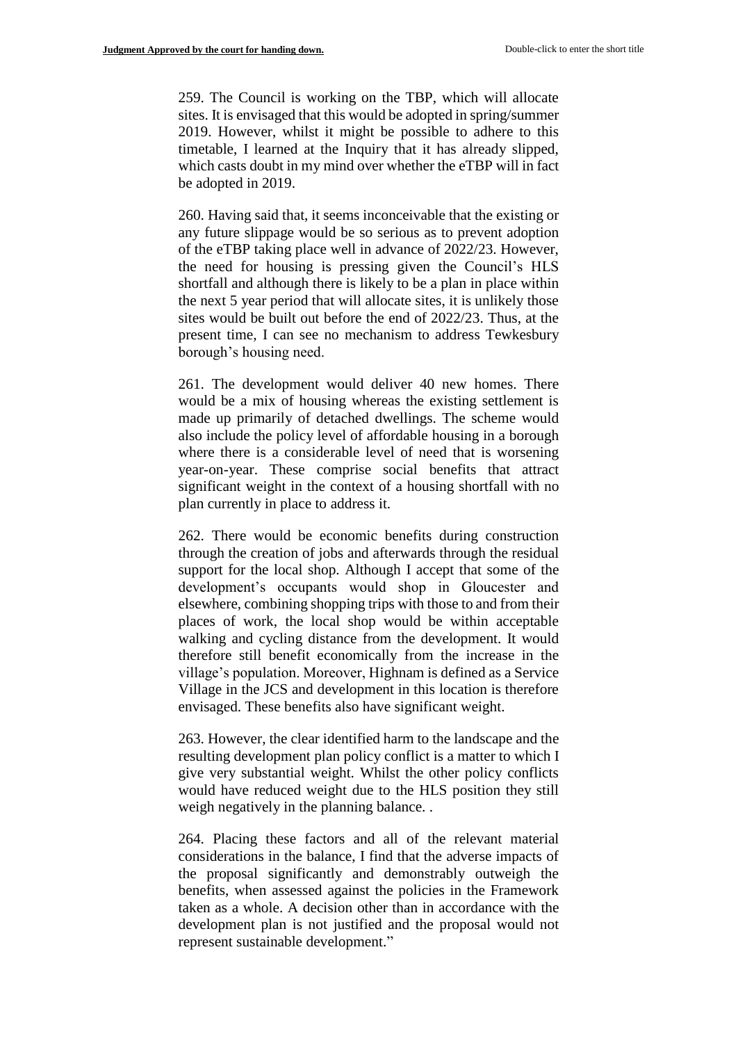259. The Council is working on the TBP, which will allocate sites. It is envisaged that this would be adopted in spring/summer 2019. However, whilst it might be possible to adhere to this timetable, I learned at the Inquiry that it has already slipped, which casts doubt in my mind over whether the eTBP will in fact be adopted in 2019.

260. Having said that, it seems inconceivable that the existing or any future slippage would be so serious as to prevent adoption of the eTBP taking place well in advance of 2022/23. However, the need for housing is pressing given the Council's HLS shortfall and although there is likely to be a plan in place within the next 5 year period that will allocate sites, it is unlikely those sites would be built out before the end of 2022/23. Thus, at the present time, I can see no mechanism to address Tewkesbury borough's housing need.

261. The development would deliver 40 new homes. There would be a mix of housing whereas the existing settlement is made up primarily of detached dwellings. The scheme would also include the policy level of affordable housing in a borough where there is a considerable level of need that is worsening year-on-year. These comprise social benefits that attract significant weight in the context of a housing shortfall with no plan currently in place to address it.

262. There would be economic benefits during construction through the creation of jobs and afterwards through the residual support for the local shop. Although I accept that some of the development's occupants would shop in Gloucester and elsewhere, combining shopping trips with those to and from their places of work, the local shop would be within acceptable walking and cycling distance from the development. It would therefore still benefit economically from the increase in the village's population. Moreover, Highnam is defined as a Service Village in the JCS and development in this location is therefore envisaged. These benefits also have significant weight.

263. However, the clear identified harm to the landscape and the resulting development plan policy conflict is a matter to which I give very substantial weight. Whilst the other policy conflicts would have reduced weight due to the HLS position they still weigh negatively in the planning balance. .

264. Placing these factors and all of the relevant material considerations in the balance, I find that the adverse impacts of the proposal significantly and demonstrably outweigh the benefits, when assessed against the policies in the Framework taken as a whole. A decision other than in accordance with the development plan is not justified and the proposal would not represent sustainable development."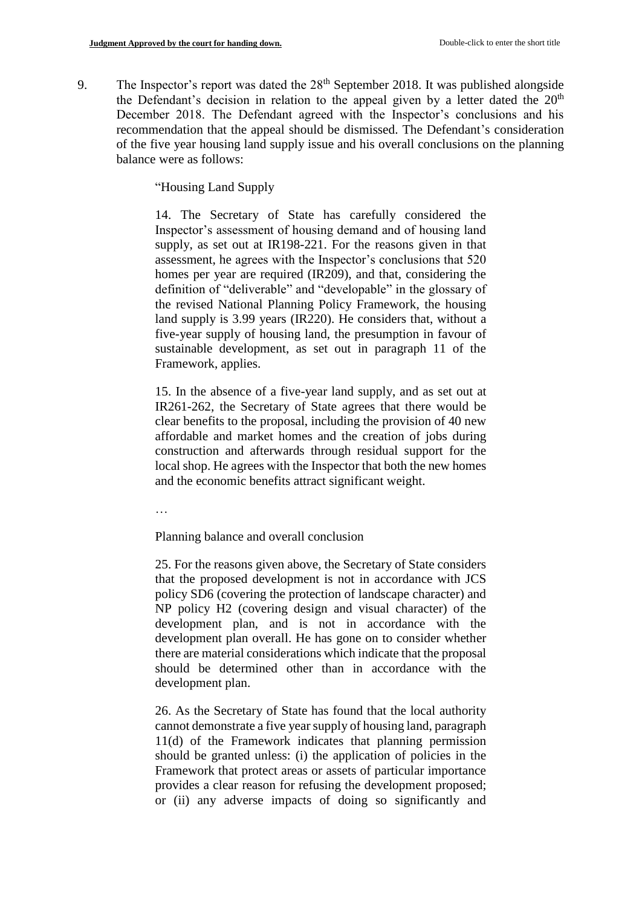9. The Inspector's report was dated the 28th September 2018. It was published alongside the Defendant's decision in relation to the appeal given by a letter dated the 20th December 2018. The Defendant agreed with the Inspector's conclusions and his recommendation that the appeal should be dismissed. The Defendant's consideration of the five year housing land supply issue and his overall conclusions on the planning balance were as follows:

> "Housing Land Supply
>
> 14. The Secretary of State has carefully considered the Inspector's assessment of housing demand and of housing land supply, as set out at IR198-221. For the reasons given in that assessment, he agrees with the Inspector's conclusions that 520 homes per year are required (IR209), and that, considering the definition of "deliverable" and "developable" in the glossary of the revised National Planning Policy Framework, the housing land supply is 3.99 years (IR220). He considers that, without a five-year supply of housing land, the presumption in favour of sustainable development, as set out in paragraph 11 of the Framework, applies.
>
> 15. In the absence of a five-year land supply, and as set out at IR261-262, the Secretary of State agrees that there would be clear benefits to the proposal, including the provision of 40 new affordable and market homes and the creation of jobs during construction and afterwards through residual support for the local shop. He agrees with the Inspector that both the new homes and the economic benefits attract significant weight.
>
> …
>
> Planning balance and overall conclusion
>
> 25. For the reasons given above, the Secretary of State considers that the proposed development is not in accordance with JCS policy SD6 (covering the protection of landscape character) and NP policy H2 (covering design and visual character) of the development plan, and is not in accordance with the development plan overall. He has gone on to consider whether there are material considerations which indicate that the proposal should be determined other than in accordance with the development plan.
>
> 26. As the Secretary of State has found that the local authority cannot demonstrate a five year supply of housing land, paragraph 11(d) of the Framework indicates that planning permission should be granted unless: (i) the application of policies in the Framework that protect areas or assets of particular importance provides a clear reason for refusing the development proposed; or (ii) any adverse impacts of doing so significantly and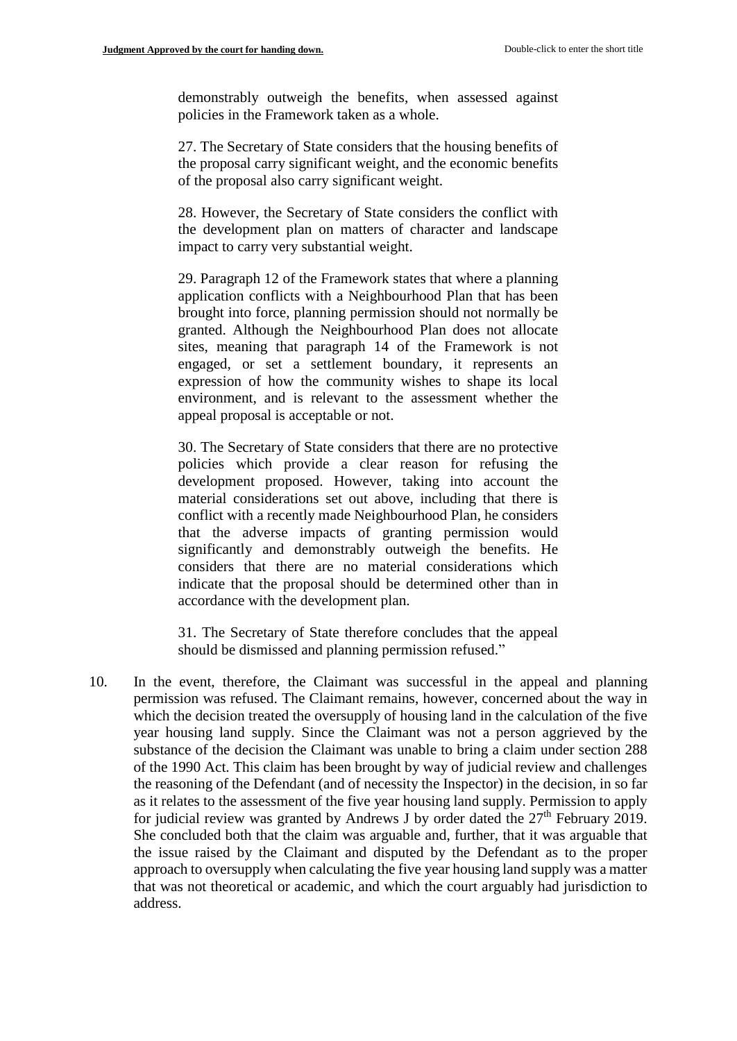demonstrably outweigh the benefits, when assessed against policies in the Framework taken as a whole.

> 27. The Secretary of State considers that the housing benefits of the proposal carry significant weight, and the economic benefits of the proposal also carry significant weight.
>
> 28. However, the Secretary of State considers the conflict with the development plan on matters of character and landscape impact to carry very substantial weight.
>
> 29. Paragraph 12 of the Framework states that where a planning application conflicts with a Neighbourhood Plan that has been brought into force, planning permission should not normally be granted. Although the Neighbourhood Plan does not allocate sites, meaning that paragraph 14 of the Framework is not engaged, or set a settlement boundary, it represents an expression of how the community wishes to shape its local environment, and is relevant to the assessment whether the appeal proposal is acceptable or not.
>
> 30. The Secretary of State considers that there are no protective policies which provide a clear reason for refusing the development proposed. However, taking into account the material considerations set out above, including that there is conflict with a recently made Neighbourhood Plan, he considers that the adverse impacts of granting permission would significantly and demonstrably outweigh the benefits. He considers that there are no material considerations which indicate that the proposal should be determined other than in accordance with the development plan.
>
> 31. The Secretary of State therefore concludes that the appeal should be dismissed and planning permission refused."

10. In the event, therefore, the Claimant was successful in the appeal and planning permission was refused. The Claimant remains, however, concerned about the way in which the decision treated the oversupply of housing land in the calculation of the five year housing land supply. Since the Claimant was not a person aggrieved by the substance of the decision the Claimant was unable to bring a claim under section 288 of the 1990 Act. This claim has been brought by way of judicial review and challenges the reasoning of the Defendant (and of necessity the Inspector) in the decision, in so far as it relates to the assessment of the five year housing land supply. Permission to apply for judicial review was granted by Andrews J by order dated the 27th February 2019. She concluded both that the claim was arguable and, further, that it was arguable that the issue raised by the Claimant and disputed by the Defendant as to the proper approach to oversupply when calculating the five year housing land supply was a matter that was not theoretical or academic, and which the court arguably had jurisdiction to address.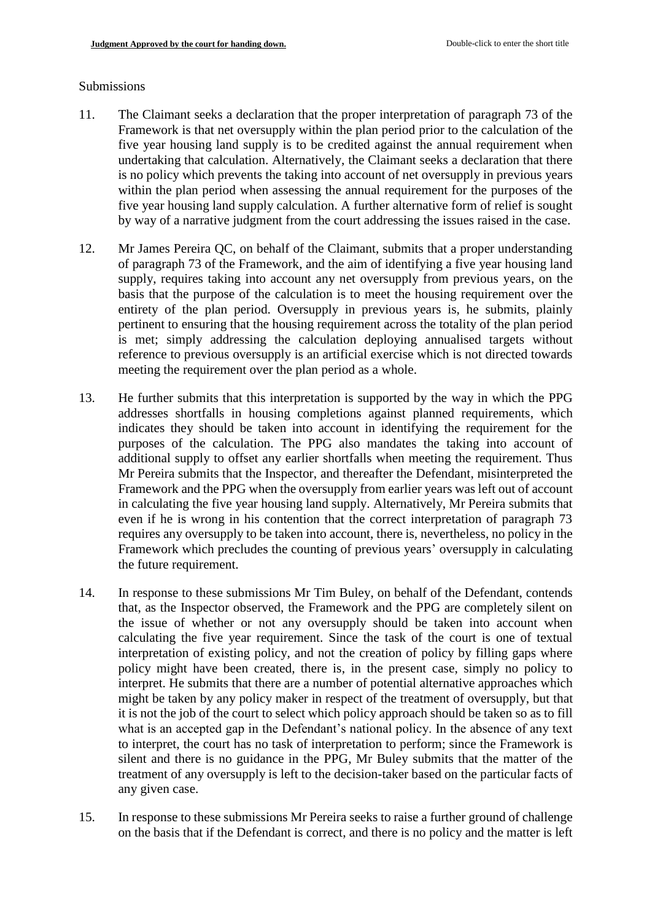Submissions

11. The Claimant seeks a declaration that the proper interpretation of paragraph 73 of the Framework is that net oversupply within the plan period prior to the calculation of the five year housing land supply is to be credited against the annual requirement when undertaking that calculation. Alternatively, the Claimant seeks a declaration that there is no policy which prevents the taking into account of net oversupply in previous years within the plan period when assessing the annual requirement for the purposes of the five year housing land supply calculation. A further alternative form of relief is sought by way of a narrative judgment from the court addressing the issues raised in the case.

12. Mr James Pereira QC, on behalf of the Claimant, submits that a proper understanding of paragraph 73 of the Framework, and the aim of identifying a five year housing land supply, requires taking into account any net oversupply from previous years, on the basis that the purpose of the calculation is to meet the housing requirement over the entirety of the plan period. Oversupply in previous years is, he submits, plainly pertinent to ensuring that the housing requirement across the totality of the plan period is met; simply addressing the calculation deploying annualised targets without reference to previous oversupply is an artificial exercise which is not directed towards meeting the requirement over the plan period as a whole.

13. He further submits that this interpretation is supported by the way in which the PPG addresses shortfalls in housing completions against planned requirements, which indicates they should be taken into account in identifying the requirement for the purposes of the calculation. The PPG also mandates the taking into account of additional supply to offset any earlier shortfalls when meeting the requirement. Thus Mr Pereira submits that the Inspector, and thereafter the Defendant, misinterpreted the Framework and the PPG when the oversupply from earlier years was left out of account in calculating the five year housing land supply. Alternatively, Mr Pereira submits that even if he is wrong in his contention that the correct interpretation of paragraph 73 requires any oversupply to be taken into account, there is, nevertheless, no policy in the Framework which precludes the counting of previous years' oversupply in calculating the future requirement.

14. In response to these submissions Mr Tim Buley, on behalf of the Defendant, contends that, as the Inspector observed, the Framework and the PPG are completely silent on the issue of whether or not any oversupply should be taken into account when calculating the five year requirement. Since the task of the court is one of textual interpretation of existing policy, and not the creation of policy by filling gaps where policy might have been created, there is, in the present case, simply no policy to interpret. He submits that there are a number of potential alternative approaches which might be taken by any policy maker in respect of the treatment of oversupply, but that it is not the job of the court to select which policy approach should be taken so as to fill what is an accepted gap in the Defendant's national policy. In the absence of any text to interpret, the court has no task of interpretation to perform; since the Framework is silent and there is no guidance in the PPG, Mr Buley submits that the matter of the treatment of any oversupply is left to the decision-taker based on the particular facts of any given case.

15. In response to these submissions Mr Pereira seeks to raise a further ground of challenge on the basis that if the Defendant is correct, and there is no policy and the matter is left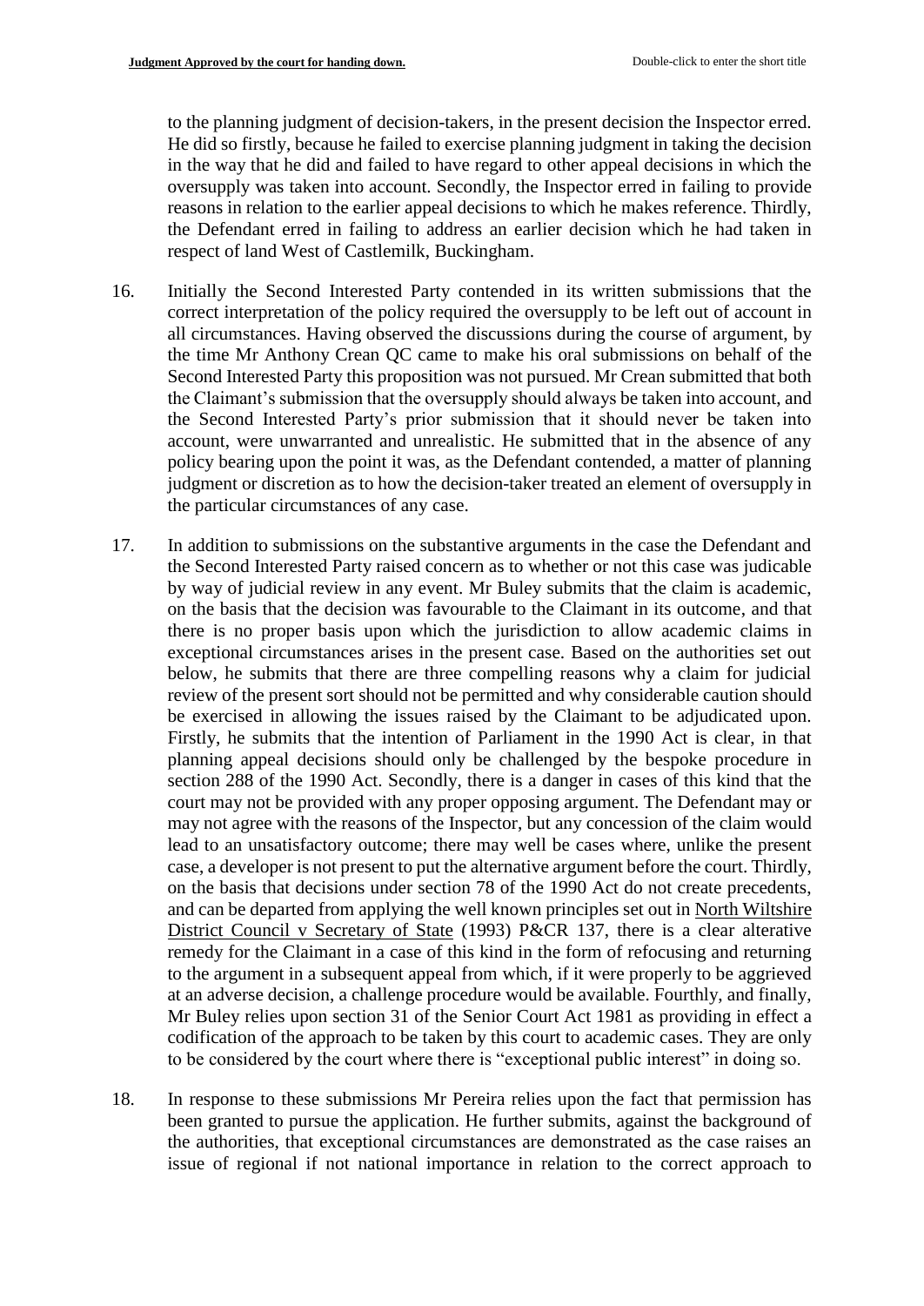to the planning judgment of decision-takers, in the present decision the Inspector erred. He did so firstly, because he failed to exercise planning judgment in taking the decision in the way that he did and failed to have regard to other appeal decisions in which the oversupply was taken into account. Secondly, the Inspector erred in failing to provide reasons in relation to the earlier appeal decisions to which he makes reference. Thirdly, the Defendant erred in failing to address an earlier decision which he had taken in respect of land West of Castlemilk, Buckingham.

16. Initially the Second Interested Party contended in its written submissions that the correct interpretation of the policy required the oversupply to be left out of account in all circumstances. Having observed the discussions during the course of argument, by the time Mr Anthony Crean QC came to make his oral submissions on behalf of the Second Interested Party this proposition was not pursued. Mr Crean submitted that both the Claimant's submission that the oversupply should always be taken into account, and the Second Interested Party's prior submission that it should never be taken into account, were unwarranted and unrealistic. He submitted that in the absence of any policy bearing upon the point it was, as the Defendant contended, a matter of planning judgment or discretion as to how the decision-taker treated an element of oversupply in the particular circumstances of any case.

17. In addition to submissions on the substantive arguments in the case the Defendant and the Second Interested Party raised concern as to whether or not this case was judicable by way of judicial review in any event. Mr Buley submits that the claim is academic, on the basis that the decision was favourable to the Claimant in its outcome, and that there is no proper basis upon which the jurisdiction to allow academic claims in exceptional circumstances arises in the present case. Based on the authorities set out below, he submits that there are three compelling reasons why a claim for judicial review of the present sort should not be permitted and why considerable caution should be exercised in allowing the issues raised by the Claimant to be adjudicated upon. Firstly, he submits that the intention of Parliament in the 1990 Act is clear, in that planning appeal decisions should only be challenged by the bespoke procedure in section 288 of the 1990 Act. Secondly, there is a danger in cases of this kind that the court may not be provided with any proper opposing argument. The Defendant may or may not agree with the reasons of the Inspector, but any concession of the claim would lead to an unsatisfactory outcome; there may well be cases where, unlike the present case, a developer is not present to put the alternative argument before the court. Thirdly, on the basis that decisions under section 78 of the 1990 Act do not create precedents, and can be departed from applying the well known principles set out in North Wiltshire District Council v Secretary of State (1993) P&CR 137, there is a clear alterative remedy for the Claimant in a case of this kind in the form of refocusing and returning to the argument in a subsequent appeal from which, if it were properly to be aggrieved at an adverse decision, a challenge procedure would be available. Fourthly, and finally, Mr Buley relies upon section 31 of the Senior Court Act 1981 as providing in effect a codification of the approach to be taken by this court to academic cases. They are only to be considered by the court where there is "exceptional public interest" in doing so.

18. In response to these submissions Mr Pereira relies upon the fact that permission has been granted to pursue the application. He further submits, against the background of the authorities, that exceptional circumstances are demonstrated as the case raises an issue of regional if not national importance in relation to the correct approach to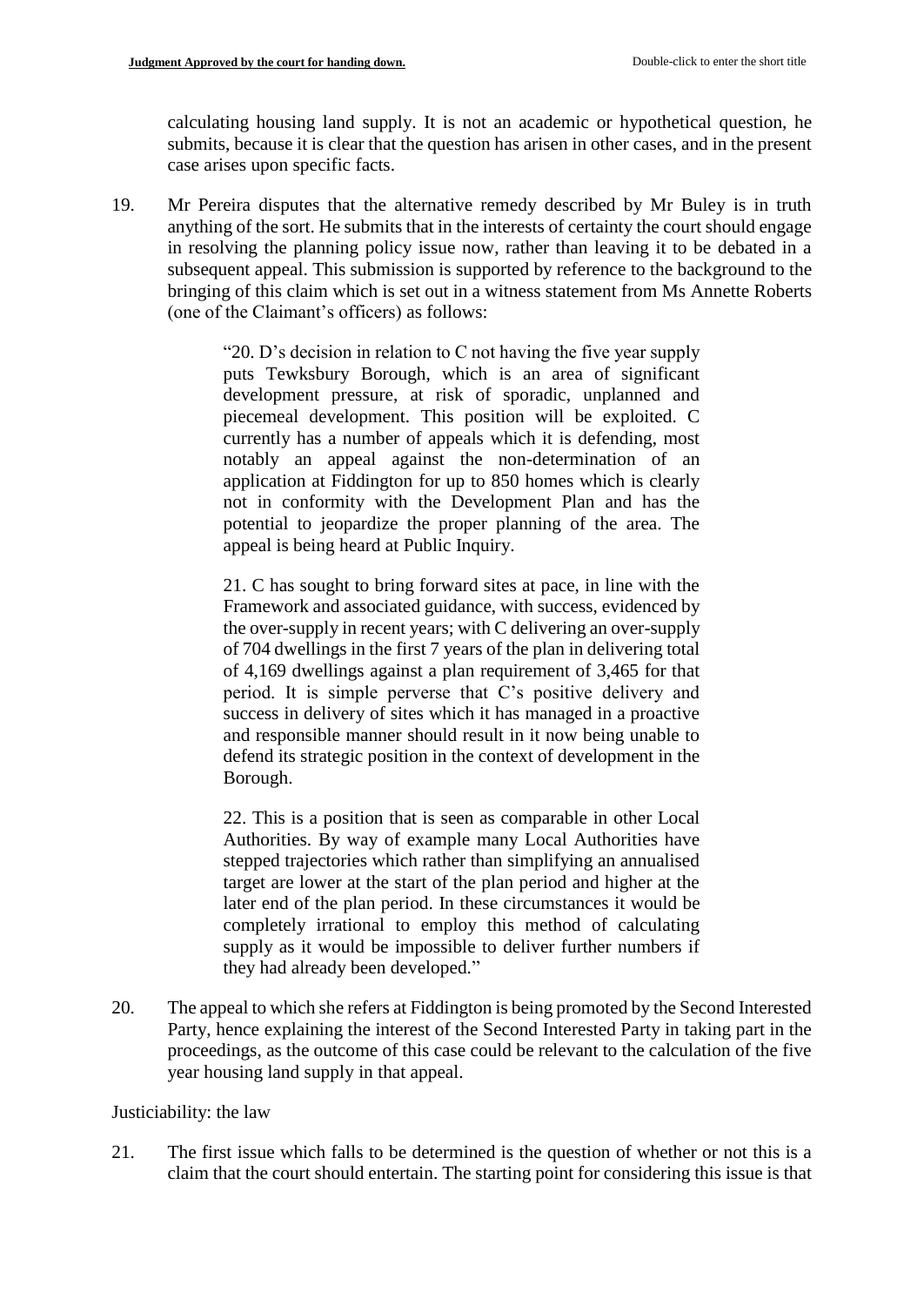calculating housing land supply. It is not an academic or hypothetical question, he submits, because it is clear that the question has arisen in other cases, and in the present case arises upon specific facts.

19. Mr Pereira disputes that the alternative remedy described by Mr Buley is in truth anything of the sort. He submits that in the interests of certainty the court should engage in resolving the planning policy issue now, rather than leaving it to be debated in a subsequent appeal. This submission is supported by reference to the background to the bringing of this claim which is set out in a witness statement from Ms Annette Roberts (one of the Claimant's officers) as follows:

> "20. D's decision in relation to C not having the five year supply puts Tewksbury Borough, which is an area of significant development pressure, at risk of sporadic, unplanned and piecemeal development. This position will be exploited. C currently has a number of appeals which it is defending, most notably an appeal against the non-determination of an application at Fiddington for up to 850 homes which is clearly not in conformity with the Development Plan and has the potential to jeopardize the proper planning of the area. The appeal is being heard at Public Inquiry.
>
> 21. C has sought to bring forward sites at pace, in line with the Framework and associated guidance, with success, evidenced by the over-supply in recent years; with C delivering an over-supply of 704 dwellings in the first 7 years of the plan in delivering total of 4,169 dwellings against a plan requirement of 3,465 for that period. It is simple perverse that C's positive delivery and success in delivery of sites which it has managed in a proactive and responsible manner should result in it now being unable to defend its strategic position in the context of development in the Borough.
>
> 22. This is a position that is seen as comparable in other Local Authorities. By way of example many Local Authorities have stepped trajectories which rather than simplifying an annualised target are lower at the start of the plan period and higher at the later end of the plan period. In these circumstances it would be completely irrational to employ this method of calculating supply as it would be impossible to deliver further numbers if they had already been developed."

20. The appeal to which she refers at Fiddington is being promoted by the Second Interested Party, hence explaining the interest of the Second Interested Party in taking part in the proceedings, as the outcome of this case could be relevant to the calculation of the five year housing land supply in that appeal.

Justiciability: the law

21. The first issue which falls to be determined is the question of whether or not this is a claim that the court should entertain. The starting point for considering this issue is that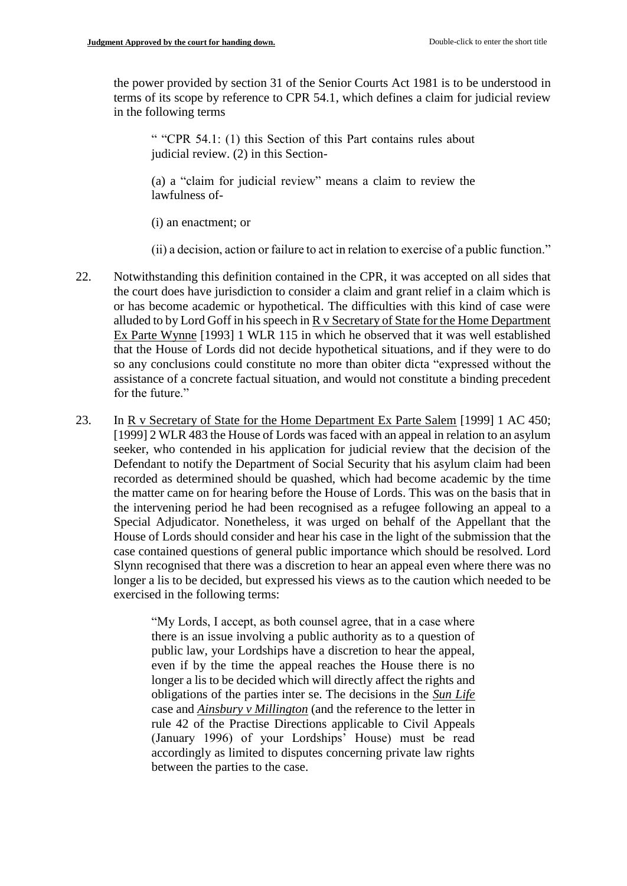the power provided by section 31 of the Senior Courts Act 1981 is to be understood in terms of its scope by reference to CPR 54.1, which defines a claim for judicial review in the following terms

> " "CPR 54.1: (1) this Section of this Part contains rules about judicial review. (2) in this Section-
>
> (a) a "claim for judicial review" means a claim to review the lawfulness of-
>
> (i) an enactment; or
>
> (ii) a decision, action or failure to act in relation to exercise of a public function."

22. Notwithstanding this definition contained in the CPR, it was accepted on all sides that the court does have jurisdiction to consider a claim and grant relief in a claim which is or has become academic or hypothetical. The difficulties with this kind of case were alluded to by Lord Goff in his speech in R v Secretary of State for the Home Department Ex Parte Wynne [1993] 1 WLR 115 in which he observed that it was well established that the House of Lords did not decide hypothetical situations, and if they were to do so any conclusions could constitute no more than obiter dicta "expressed without the assistance of a concrete factual situation, and would not constitute a binding precedent for the future."

23. In R v Secretary of State for the Home Department Ex Parte Salem [1999] 1 AC 450; [1999] 2 WLR 483 the House of Lords was faced with an appeal in relation to an asylum seeker, who contended in his application for judicial review that the decision of the Defendant to notify the Department of Social Security that his asylum claim had been recorded as determined should be quashed, which had become academic by the time the matter came on for hearing before the House of Lords. This was on the basis that in the intervening period he had been recognised as a refugee following an appeal to a Special Adjudicator. Nonetheless, it was urged on behalf of the Appellant that the House of Lords should consider and hear his case in the light of the submission that the case contained questions of general public importance which should be resolved. Lord Slynn recognised that there was a discretion to hear an appeal even where there was no longer a lis to be decided, but expressed his views as to the caution which needed to be exercised in the following terms:

> "My Lords, I accept, as both counsel agree, that in a case where there is an issue involving a public authority as to a question of public law, your Lordships have a discretion to hear the appeal, even if by the time the appeal reaches the House there is no longer a lis to be decided which will directly affect the rights and obligations of the parties inter se. The decisions in the *Sun Life* case and *Ainsbury v Millington* (and the reference to the letter in rule 42 of the Practise Directions applicable to Civil Appeals (January 1996) of your Lordships' House) must be read accordingly as limited to disputes concerning private law rights between the parties to the case.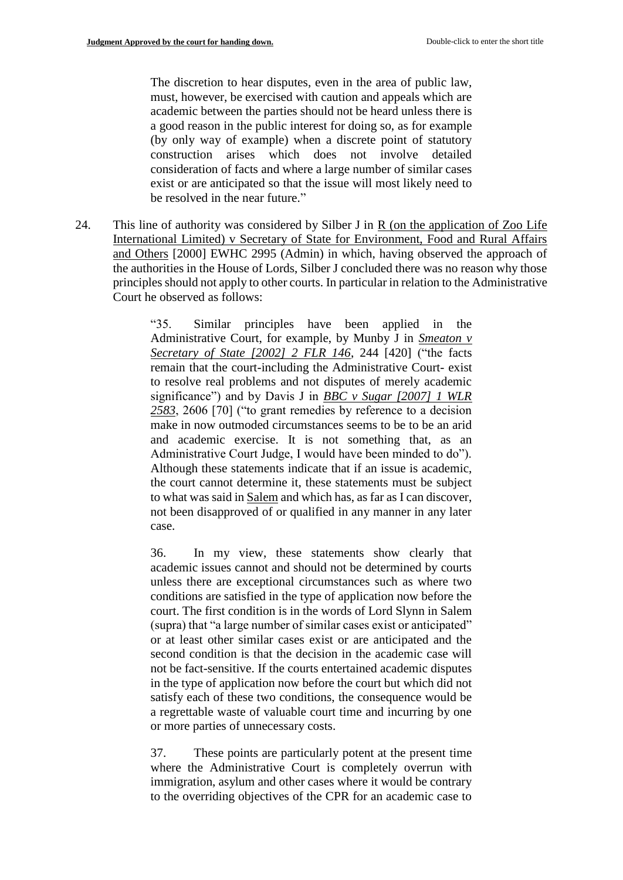> The discretion to hear disputes, even in the area of public law, must, however, be exercised with caution and appeals which are academic between the parties should not be heard unless there is a good reason in the public interest for doing so, as for example (by only way of example) when a discrete point of statutory construction arises which does not involve detailed consideration of facts and where a large number of similar cases exist or are anticipated so that the issue will most likely need to be resolved in the near future."

24. This line of authority was considered by Silber J in R (on the application of Zoo Life International Limited) v Secretary of State for Environment, Food and Rural Affairs and Others [2000] EWHC 2995 (Admin) in which, having observed the approach of the authorities in the House of Lords, Silber J concluded there was no reason why those principles should not apply to other courts. In particular in relation to the Administrative Court he observed as follows:

> "35. Similar principles have been applied in the Administrative Court, for example, by Munby J in *Smeaton v Secretary of State [2002] 2 FLR 146*, 244 [420] ("the facts remain that the court-including the Administrative Court- exist to resolve real problems and not disputes of merely academic significance") and by Davis J in *BBC v Sugar [2007] 1 WLR 2583*, 2606 [70] ("to grant remedies by reference to a decision make in now outmoded circumstances seems to be to be an arid and academic exercise. It is not something that, as an Administrative Court Judge, I would have been minded to do"). Although these statements indicate that if an issue is academic, the court cannot determine it, these statements must be subject to what was said in Salem and which has, as far as I can discover, not been disapproved of or qualified in any manner in any later case.
>
> 36. In my view, these statements show clearly that academic issues cannot and should not be determined by courts unless there are exceptional circumstances such as where two conditions are satisfied in the type of application now before the court. The first condition is in the words of Lord Slynn in Salem (supra) that "a large number of similar cases exist or anticipated" or at least other similar cases exist or are anticipated and the second condition is that the decision in the academic case will not be fact-sensitive. If the courts entertained academic disputes in the type of application now before the court but which did not satisfy each of these two conditions, the consequence would be a regrettable waste of valuable court time and incurring by one or more parties of unnecessary costs.
>
> 37. These points are particularly potent at the present time where the Administrative Court is completely overrun with immigration, asylum and other cases where it would be contrary to the overriding objectives of the CPR for an academic case to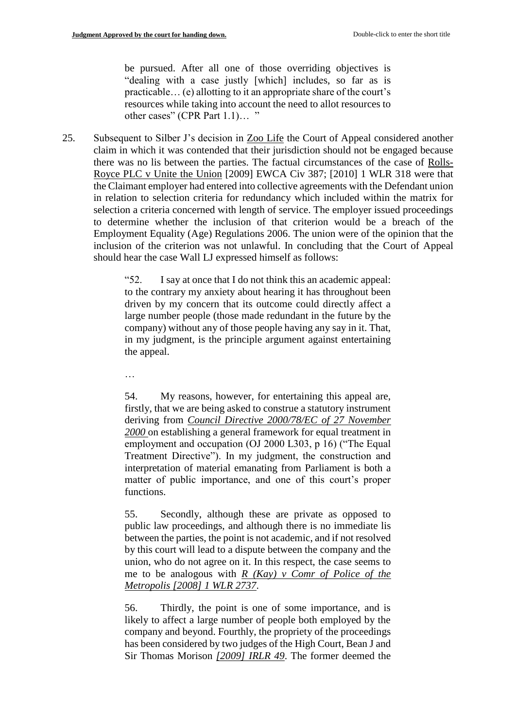> be pursued. After all one of those overriding objectives is "dealing with a case justly [which] includes, so far as is practicable… (e) allotting to it an appropriate share of the court's resources while taking into account the need to allot resources to other cases" (CPR Part 1.1)… "

25. Subsequent to Silber J's decision in Zoo Life the Court of Appeal considered another claim in which it was contended that their jurisdiction should not be engaged because there was no lis between the parties. The factual circumstances of the case of Rolls-Royce PLC v Unite the Union [2009] EWCA Civ 387; [2010] 1 WLR 318 were that the Claimant employer had entered into collective agreements with the Defendant union in relation to selection criteria for redundancy which included within the matrix for selection a criteria concerned with length of service. The employer issued proceedings to determine whether the inclusion of that criterion would be a breach of the Employment Equality (Age) Regulations 2006. The union were of the opinion that the inclusion of the criterion was not unlawful. In concluding that the Court of Appeal should hear the case Wall LJ expressed himself as follows:

> "52. I say at once that I do not think this an academic appeal: to the contrary my anxiety about hearing it has throughout been driven by my concern that its outcome could directly affect a large number people (those made redundant in the future by the company) without any of those people having any say in it. That, in my judgment, is the principle argument against entertaining the appeal.
>
> …
>
> 54. My reasons, however, for entertaining this appeal are, firstly, that we are being asked to construe a statutory instrument deriving from *Council Directive 2000/78/EC of 27 November 2000* on establishing a general framework for equal treatment in employment and occupation (OJ 2000 L303, p 16) ("The Equal Treatment Directive"). In my judgment, the construction and interpretation of material emanating from Parliament is both a matter of public importance, and one of this court's proper functions.
>
> 55. Secondly, although these are private as opposed to public law proceedings, and although there is no immediate lis between the parties, the point is not academic, and if not resolved by this court will lead to a dispute between the company and the union, who do not agree on it. In this respect, the case seems to me to be analogous with *R (Kay) v Comr of Police of the Metropolis [2008] 1 WLR 2737*.
>
> 56. Thirdly, the point is one of some importance, and is likely to affect a large number of people both employed by the company and beyond. Fourthly, the propriety of the proceedings has been considered by two judges of the High Court, Bean J and Sir Thomas Morison *[2009] IRLR 49*. The former deemed the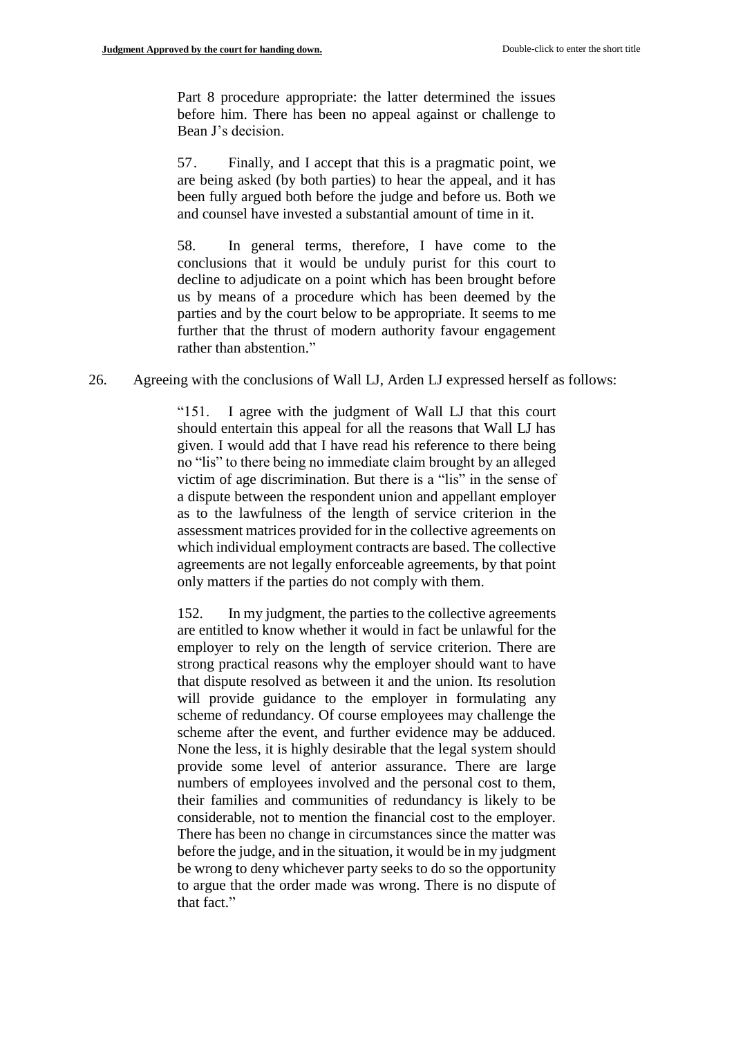> Part 8 procedure appropriate: the latter determined the issues before him. There has been no appeal against or challenge to Bean J's decision.
>
> 57. Finally, and I accept that this is a pragmatic point, we are being asked (by both parties) to hear the appeal, and it has been fully argued both before the judge and before us. Both we and counsel have invested a substantial amount of time in it.
>
> 58. In general terms, therefore, I have come to the conclusions that it would be unduly purist for this court to decline to adjudicate on a point which has been brought before us by means of a procedure which has been deemed by the parties and by the court below to be appropriate. It seems to me further that the thrust of modern authority favour engagement rather than abstention."

26. Agreeing with the conclusions of Wall LJ, Arden LJ expressed herself as follows:

> "151. I agree with the judgment of Wall LJ that this court should entertain this appeal for all the reasons that Wall LJ has given. I would add that I have read his reference to there being no "lis" to there being no immediate claim brought by an alleged victim of age discrimination. But there is a "lis" in the sense of a dispute between the respondent union and appellant employer as to the lawfulness of the length of service criterion in the assessment matrices provided for in the collective agreements on which individual employment contracts are based. The collective agreements are not legally enforceable agreements, by that point only matters if the parties do not comply with them.
>
> 152. In my judgment, the parties to the collective agreements are entitled to know whether it would in fact be unlawful for the employer to rely on the length of service criterion. There are strong practical reasons why the employer should want to have that dispute resolved as between it and the union. Its resolution will provide guidance to the employer in formulating any scheme of redundancy. Of course employees may challenge the scheme after the event, and further evidence may be adduced. None the less, it is highly desirable that the legal system should provide some level of anterior assurance. There are large numbers of employees involved and the personal cost to them, their families and communities of redundancy is likely to be considerable, not to mention the financial cost to the employer. There has been no change in circumstances since the matter was before the judge, and in the situation, it would be in my judgment be wrong to deny whichever party seeks to do so the opportunity to argue that the order made was wrong. There is no dispute of that fact."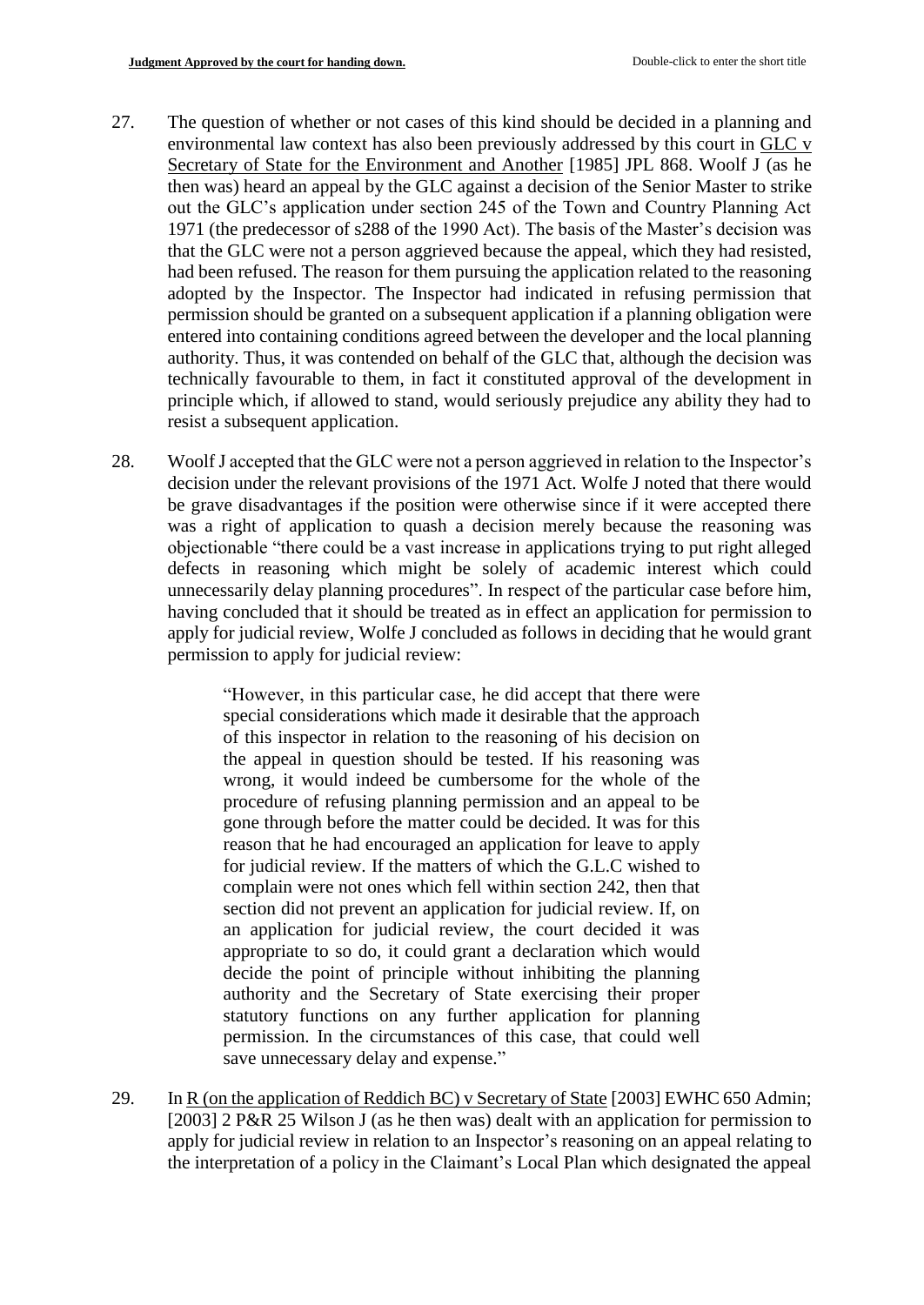27. The question of whether or not cases of this kind should be decided in a planning and environmental law context has also been previously addressed by this court in GLC v Secretary of State for the Environment and Another [1985] JPL 868. Woolf J (as he then was) heard an appeal by the GLC against a decision of the Senior Master to strike out the GLC's application under section 245 of the Town and Country Planning Act 1971 (the predecessor of s288 of the 1990 Act). The basis of the Master's decision was that the GLC were not a person aggrieved because the appeal, which they had resisted, had been refused. The reason for them pursuing the application related to the reasoning adopted by the Inspector. The Inspector had indicated in refusing permission that permission should be granted on a subsequent application if a planning obligation were entered into containing conditions agreed between the developer and the local planning authority. Thus, it was contended on behalf of the GLC that, although the decision was technically favourable to them, in fact it constituted approval of the development in principle which, if allowed to stand, would seriously prejudice any ability they had to resist a subsequent application.

28. Woolf J accepted that the GLC were not a person aggrieved in relation to the Inspector's decision under the relevant provisions of the 1971 Act. Wolfe J noted that there would be grave disadvantages if the position were otherwise since if it were accepted there was a right of application to quash a decision merely because the reasoning was objectionable "there could be a vast increase in applications trying to put right alleged defects in reasoning which might be solely of academic interest which could unnecessarily delay planning procedures". In respect of the particular case before him, having concluded that it should be treated as in effect an application for permission to apply for judicial review, Wolfe J concluded as follows in deciding that he would grant permission to apply for judicial review:

> "However, in this particular case, he did accept that there were special considerations which made it desirable that the approach of this inspector in relation to the reasoning of his decision on the appeal in question should be tested. If his reasoning was wrong, it would indeed be cumbersome for the whole of the procedure of refusing planning permission and an appeal to be gone through before the matter could be decided. It was for this reason that he had encouraged an application for leave to apply for judicial review. If the matters of which the G.L.C wished to complain were not ones which fell within section 242, then that section did not prevent an application for judicial review. If, on an application for judicial review, the court decided it was appropriate to so do, it could grant a declaration which would decide the point of principle without inhibiting the planning authority and the Secretary of State exercising their proper statutory functions on any further application for planning permission. In the circumstances of this case, that could well save unnecessary delay and expense."

29. In R (on the application of Reddich BC) v Secretary of State [2003] EWHC 650 Admin; [2003] 2 P&R 25 Wilson J (as he then was) dealt with an application for permission to apply for judicial review in relation to an Inspector's reasoning on an appeal relating to the interpretation of a policy in the Claimant's Local Plan which designated the appeal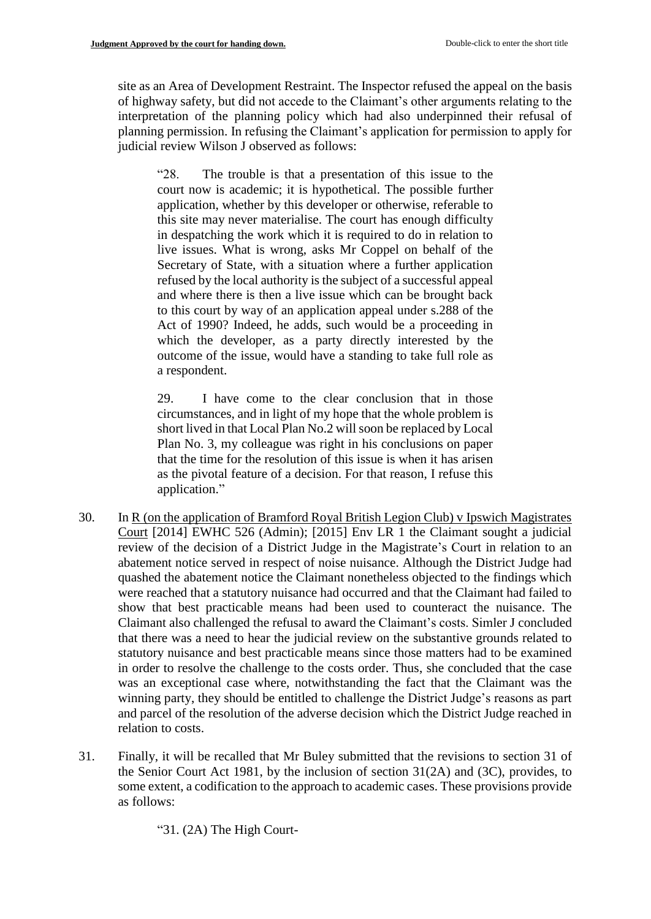site as an Area of Development Restraint. The Inspector refused the appeal on the basis of highway safety, but did not accede to the Claimant's other arguments relating to the interpretation of the planning policy which had also underpinned their refusal of planning permission. In refusing the Claimant's application for permission to apply for judicial review Wilson J observed as follows:

> "28. The trouble is that a presentation of this issue to the court now is academic; it is hypothetical. The possible further application, whether by this developer or otherwise, referable to this site may never materialise. The court has enough difficulty in despatching the work which it is required to do in relation to live issues. What is wrong, asks Mr Coppel on behalf of the Secretary of State, with a situation where a further application refused by the local authority is the subject of a successful appeal and where there is then a live issue which can be brought back to this court by way of an application appeal under s.288 of the Act of 1990? Indeed, he adds, such would be a proceeding in which the developer, as a party directly interested by the outcome of the issue, would have a standing to take full role as a respondent.
>
> 29. I have come to the clear conclusion that in those circumstances, and in light of my hope that the whole problem is short lived in that Local Plan No.2 will soon be replaced by Local Plan No. 3, my colleague was right in his conclusions on paper that the time for the resolution of this issue is when it has arisen as the pivotal feature of a decision. For that reason, I refuse this application."

30. In R (on the application of Bramford Royal British Legion Club) v Ipswich Magistrates Court [2014] EWHC 526 (Admin); [2015] Env LR 1 the Claimant sought a judicial review of the decision of a District Judge in the Magistrate's Court in relation to an abatement notice served in respect of noise nuisance. Although the District Judge had quashed the abatement notice the Claimant nonetheless objected to the findings which were reached that a statutory nuisance had occurred and that the Claimant had failed to show that best practicable means had been used to counteract the nuisance. The Claimant also challenged the refusal to award the Claimant's costs. Simler J concluded that there was a need to hear the judicial review on the substantive grounds related to statutory nuisance and best practicable means since those matters had to be examined in order to resolve the challenge to the costs order. Thus, she concluded that the case was an exceptional case where, notwithstanding the fact that the Claimant was the winning party, they should be entitled to challenge the District Judge's reasons as part and parcel of the resolution of the adverse decision which the District Judge reached in relation to costs.

31. Finally, it will be recalled that Mr Buley submitted that the revisions to section 31 of the Senior Court Act 1981, by the inclusion of section 31(2A) and (3C), provides, to some extent, a codification to the approach to academic cases. These provisions provide as follows:

> "31. (2A) The High Court-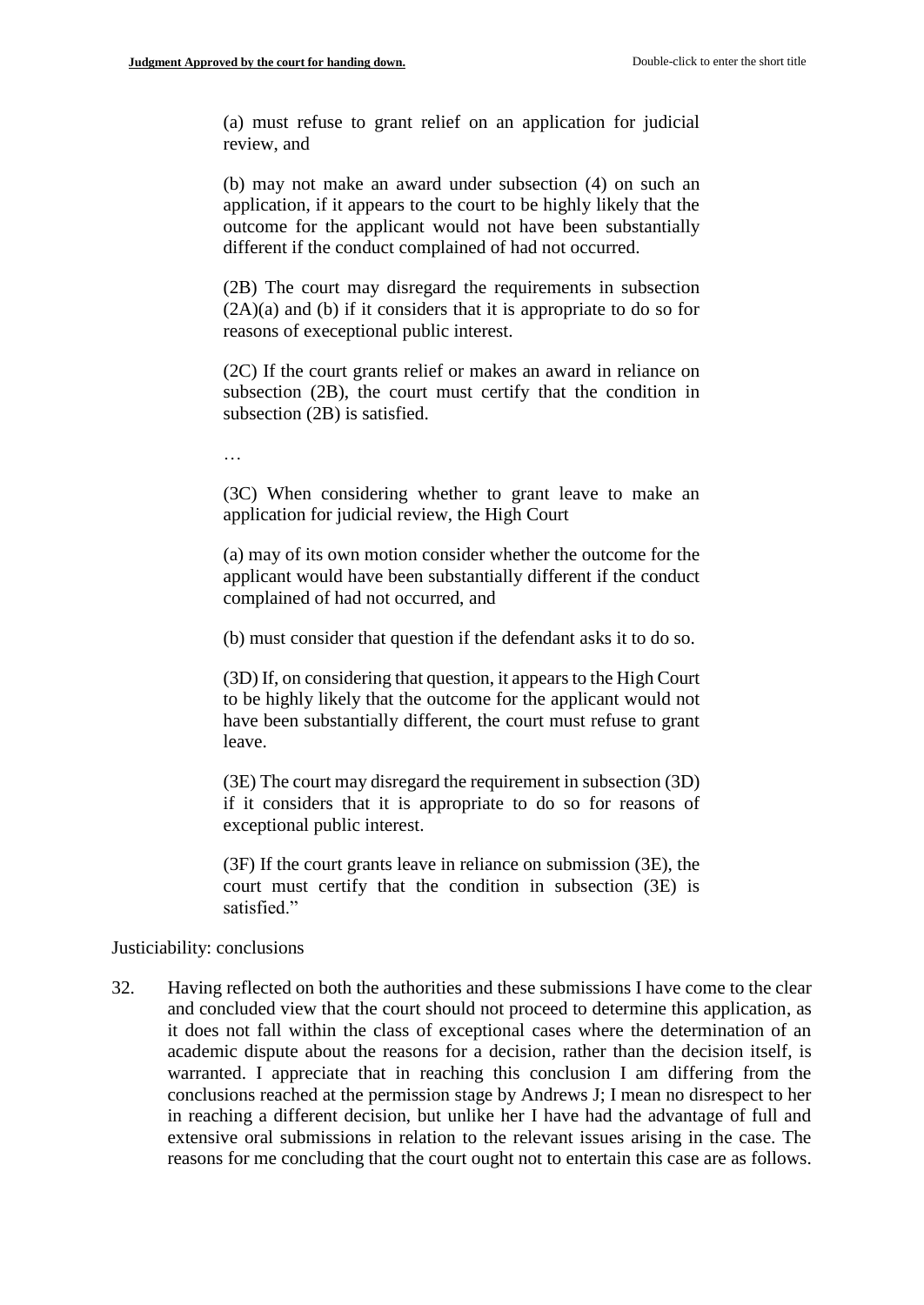> (a) must refuse to grant relief on an application for judicial review, and
>
> (b) may not make an award under subsection (4) on such an application, if it appears to the court to be highly likely that the outcome for the applicant would not have been substantially different if the conduct complained of had not occurred.
>
> (2B) The court may disregard the requirements in subsection (2A)(a) and (b) if it considers that it is appropriate to do so for reasons of execeptional public interest.
>
> (2C) If the court grants relief or makes an award in reliance on subsection (2B), the court must certify that the condition in subsection (2B) is satisfied.
>
> …
>
> (3C) When considering whether to grant leave to make an application for judicial review, the High Court
>
> (a) may of its own motion consider whether the outcome for the applicant would have been substantially different if the conduct complained of had not occurred, and
>
> (b) must consider that question if the defendant asks it to do so.
>
> (3D) If, on considering that question, it appears to the High Court to be highly likely that the outcome for the applicant would not have been substantially different, the court must refuse to grant leave.
>
> (3E) The court may disregard the requirement in subsection (3D) if it considers that it is appropriate to do so for reasons of exceptional public interest.
>
> (3F) If the court grants leave in reliance on submission (3E), the court must certify that the condition in subsection (3E) is satisfied."

Justiciability: conclusions

32. Having reflected on both the authorities and these submissions I have come to the clear and concluded view that the court should not proceed to determine this application, as it does not fall within the class of exceptional cases where the determination of an academic dispute about the reasons for a decision, rather than the decision itself, is warranted. I appreciate that in reaching this conclusion I am differing from the conclusions reached at the permission stage by Andrews J; I mean no disrespect to her in reaching a different decision, but unlike her I have had the advantage of full and extensive oral submissions in relation to the relevant issues arising in the case. The reasons for me concluding that the court ought not to entertain this case are as follows.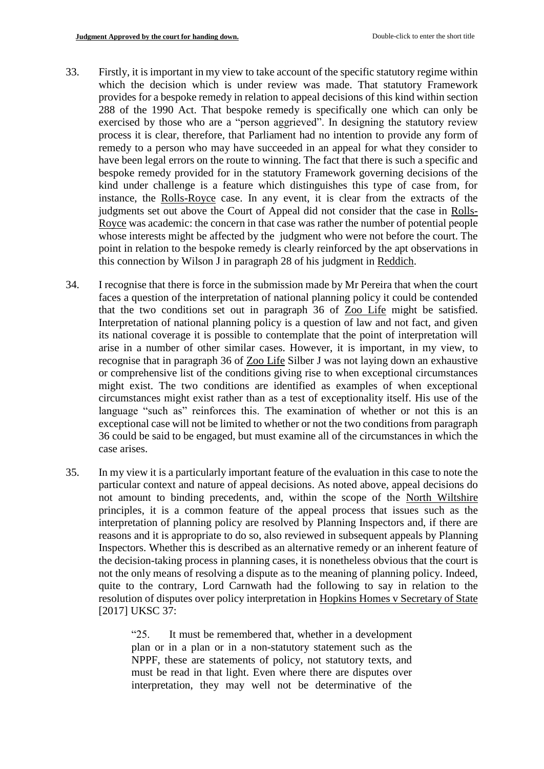33. Firstly, it is important in my view to take account of the specific statutory regime within which the decision which is under review was made. That statutory Framework provides for a bespoke remedy in relation to appeal decisions of this kind within section 288 of the 1990 Act. That bespoke remedy is specifically one which can only be exercised by those who are a "person aggrieved". In designing the statutory review process it is clear, therefore, that Parliament had no intention to provide any form of remedy to a person who may have succeeded in an appeal for what they consider to have been legal errors on the route to winning. The fact that there is such a specific and bespoke remedy provided for in the statutory Framework governing decisions of the kind under challenge is a feature which distinguishes this type of case from, for instance, the Rolls-Royce case. In any event, it is clear from the extracts of the judgments set out above the Court of Appeal did not consider that the case in Rolls-Royce was academic: the concern in that case was rather the number of potential people whose interests might be affected by the judgment who were not before the court. The point in relation to the bespoke remedy is clearly reinforced by the apt observations in this connection by Wilson J in paragraph 28 of his judgment in Reddich.

34. I recognise that there is force in the submission made by Mr Pereira that when the court faces a question of the interpretation of national planning policy it could be contended that the two conditions set out in paragraph 36 of Zoo Life might be satisfied. Interpretation of national planning policy is a question of law and not fact, and given its national coverage it is possible to contemplate that the point of interpretation will arise in a number of other similar cases. However, it is important, in my view, to recognise that in paragraph 36 of Zoo Life Silber J was not laying down an exhaustive or comprehensive list of the conditions giving rise to when exceptional circumstances might exist. The two conditions are identified as examples of when exceptional circumstances might exist rather than as a test of exceptionality itself. His use of the language "such as" reinforces this. The examination of whether or not this is an exceptional case will not be limited to whether or not the two conditions from paragraph 36 could be said to be engaged, but must examine all of the circumstances in which the case arises.

35. In my view it is a particularly important feature of the evaluation in this case to note the particular context and nature of appeal decisions. As noted above, appeal decisions do not amount to binding precedents, and, within the scope of the North Wiltshire principles, it is a common feature of the appeal process that issues such as the interpretation of planning policy are resolved by Planning Inspectors and, if there are reasons and it is appropriate to do so, also reviewed in subsequent appeals by Planning Inspectors. Whether this is described as an alternative remedy or an inherent feature of the decision-taking process in planning cases, it is nonetheless obvious that the court is not the only means of resolving a dispute as to the meaning of planning policy. Indeed, quite to the contrary, Lord Carnwath had the following to say in relation to the resolution of disputes over policy interpretation in Hopkins Homes v Secretary of State [2017] UKSC 37:

> "25. It must be remembered that, whether in a development plan or in a plan or in a non-statutory statement such as the NPPF, these are statements of policy, not statutory texts, and must be read in that light. Even where there are disputes over interpretation, they may well not be determinative of the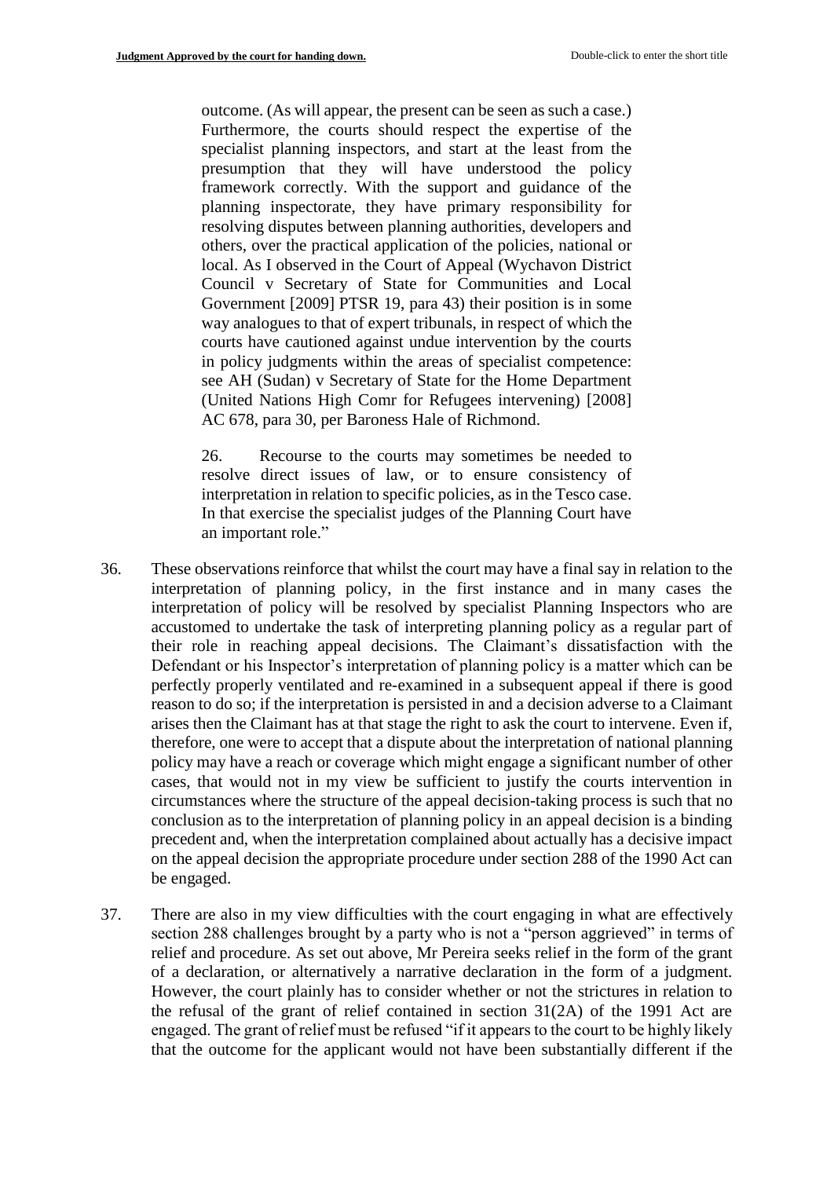> outcome. (As will appear, the present can be seen as such a case.) Furthermore, the courts should respect the expertise of the specialist planning inspectors, and start at the least from the presumption that they will have understood the policy framework correctly. With the support and guidance of the planning inspectorate, they have primary responsibility for resolving disputes between planning authorities, developers and others, over the practical application of the policies, national or local. As I observed in the Court of Appeal (Wychavon District Council v Secretary of State for Communities and Local Government [2009] PTSR 19, para 43) their position is in some way analogues to that of expert tribunals, in respect of which the courts have cautioned against undue intervention by the courts in policy judgments within the areas of specialist competence: see AH (Sudan) v Secretary of State for the Home Department (United Nations High Comr for Refugees intervening) [2008] AC 678, para 30, per Baroness Hale of Richmond.
>
> 26. Recourse to the courts may sometimes be needed to resolve direct issues of law, or to ensure consistency of interpretation in relation to specific policies, as in the Tesco case. In that exercise the specialist judges of the Planning Court have an important role."

36. These observations reinforce that whilst the court may have a final say in relation to the interpretation of planning policy, in the first instance and in many cases the interpretation of policy will be resolved by specialist Planning Inspectors who are accustomed to undertake the task of interpreting planning policy as a regular part of their role in reaching appeal decisions. The Claimant's dissatisfaction with the Defendant or his Inspector's interpretation of planning policy is a matter which can be perfectly properly ventilated and re-examined in a subsequent appeal if there is good reason to do so; if the interpretation is persisted in and a decision adverse to a Claimant arises then the Claimant has at that stage the right to ask the court to intervene. Even if, therefore, one were to accept that a dispute about the interpretation of national planning policy may have a reach or coverage which might engage a significant number of other cases, that would not in my view be sufficient to justify the courts intervention in circumstances where the structure of the appeal decision-taking process is such that no conclusion as to the interpretation of planning policy in an appeal decision is a binding precedent and, when the interpretation complained about actually has a decisive impact on the appeal decision the appropriate procedure under section 288 of the 1990 Act can be engaged.

37. There are also in my view difficulties with the court engaging in what are effectively section 288 challenges brought by a party who is not a "person aggrieved" in terms of relief and procedure. As set out above, Mr Pereira seeks relief in the form of the grant of a declaration, or alternatively a narrative declaration in the form of a judgment. However, the court plainly has to consider whether or not the strictures in relation to the refusal of the grant of relief contained in section 31(2A) of the 1991 Act are engaged. The grant of relief must be refused "if it appears to the court to be highly likely that the outcome for the applicant would not have been substantially different if the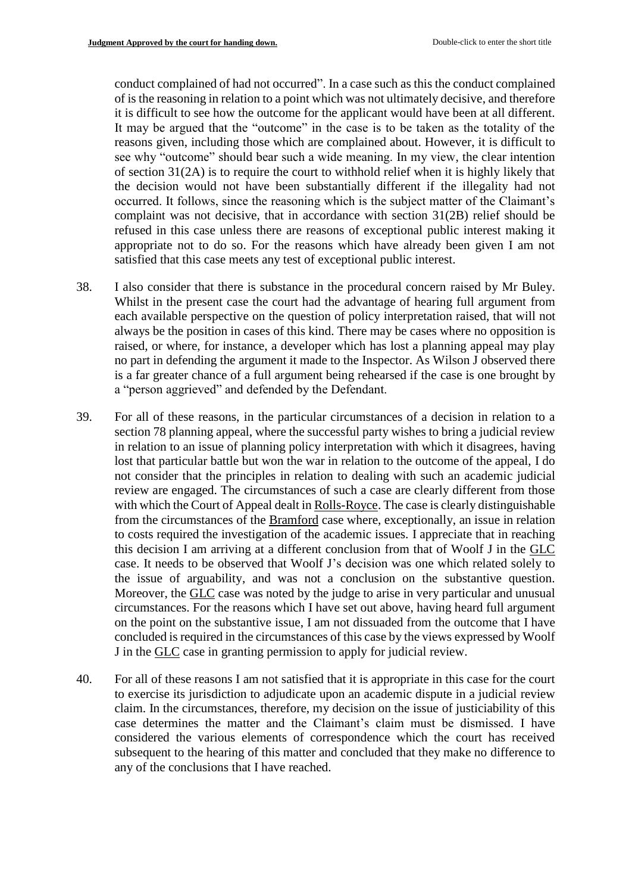conduct complained of had not occurred". In a case such as this the conduct complained of is the reasoning in relation to a point which was not ultimately decisive, and therefore it is difficult to see how the outcome for the applicant would have been at all different. It may be argued that the "outcome" in the case is to be taken as the totality of the reasons given, including those which are complained about. However, it is difficult to see why "outcome" should bear such a wide meaning. In my view, the clear intention of section 31(2A) is to require the court to withhold relief when it is highly likely that the decision would not have been substantially different if the illegality had not occurred. It follows, since the reasoning which is the subject matter of the Claimant's complaint was not decisive, that in accordance with section 31(2B) relief should be refused in this case unless there are reasons of exceptional public interest making it appropriate not to do so. For the reasons which have already been given I am not satisfied that this case meets any test of exceptional public interest.

38. I also consider that there is substance in the procedural concern raised by Mr Buley. Whilst in the present case the court had the advantage of hearing full argument from each available perspective on the question of policy interpretation raised, that will not always be the position in cases of this kind. There may be cases where no opposition is raised, or where, for instance, a developer which has lost a planning appeal may play no part in defending the argument it made to the Inspector. As Wilson J observed there is a far greater chance of a full argument being rehearsed if the case is one brought by a "person aggrieved" and defended by the Defendant.

39. For all of these reasons, in the particular circumstances of a decision in relation to a section 78 planning appeal, where the successful party wishes to bring a judicial review in relation to an issue of planning policy interpretation with which it disagrees, having lost that particular battle but won the war in relation to the outcome of the appeal, I do not consider that the principles in relation to dealing with such an academic judicial review are engaged. The circumstances of such a case are clearly different from those with which the Court of Appeal dealt in Rolls-Royce. The case is clearly distinguishable from the circumstances of the Bramford case where, exceptionally, an issue in relation to costs required the investigation of the academic issues. I appreciate that in reaching this decision I am arriving at a different conclusion from that of Woolf J in the GLC case. It needs to be observed that Woolf J's decision was one which related solely to the issue of arguability, and was not a conclusion on the substantive question. Moreover, the GLC case was noted by the judge to arise in very particular and unusual circumstances. For the reasons which I have set out above, having heard full argument on the point on the substantive issue, I am not dissuaded from the outcome that I have concluded is required in the circumstances of this case by the views expressed by Woolf J in the GLC case in granting permission to apply for judicial review.

40. For all of these reasons I am not satisfied that it is appropriate in this case for the court to exercise its jurisdiction to adjudicate upon an academic dispute in a judicial review claim. In the circumstances, therefore, my decision on the issue of justiciability of this case determines the matter and the Claimant's claim must be dismissed. I have considered the various elements of correspondence which the court has received subsequent to the hearing of this matter and concluded that they make no difference to any of the conclusions that I have reached.